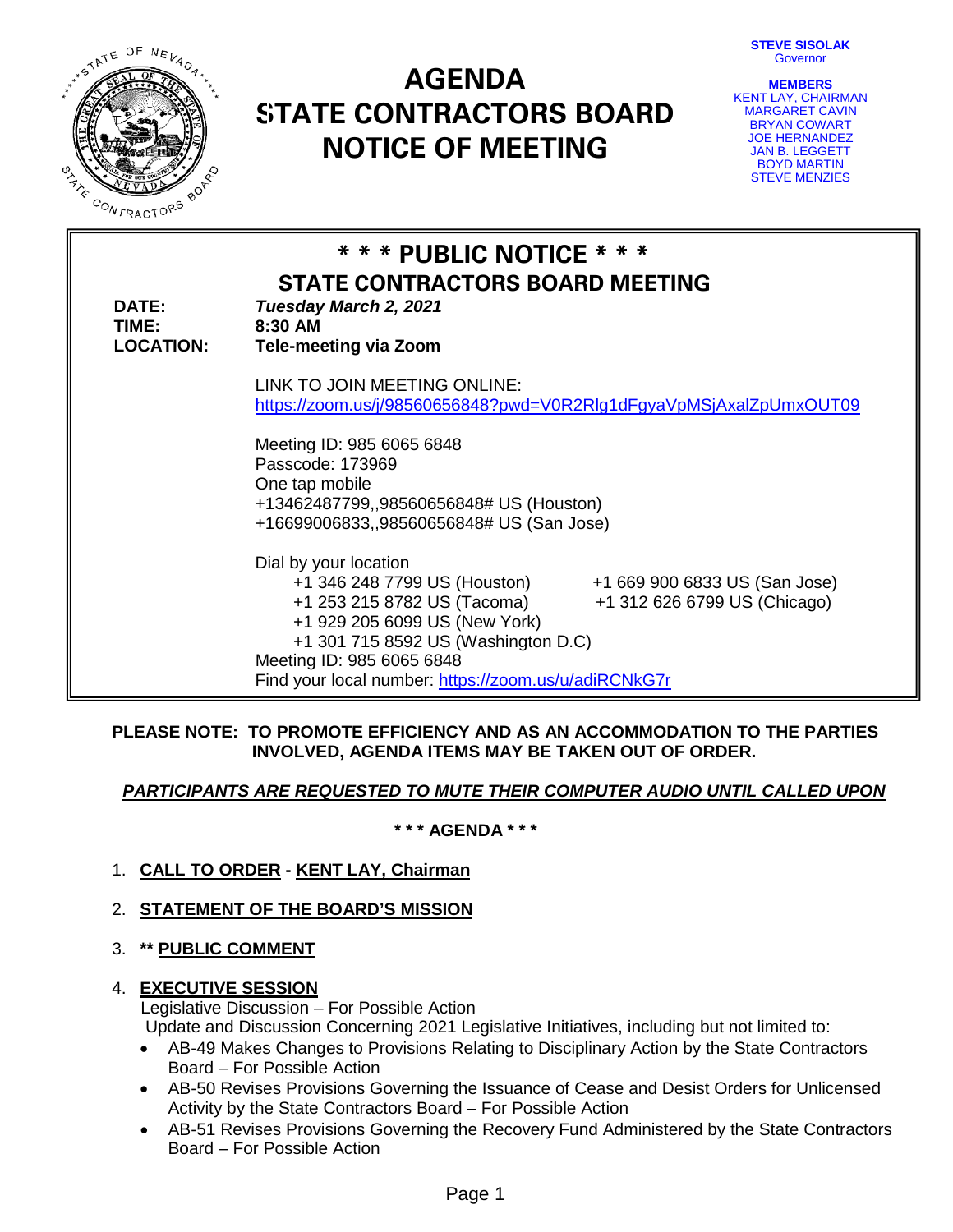# AGENDA
# STATE CONTRACTORS BOARD
# NOTICE OF MEETING

**STEVE SISOLAK**
Governor

**MEMBERS**
KENT LAY, CHAIRMAN
MARGARET CAVIN
BRYAN COWART
JOE HERNANDEZ
JAN B. LEGGETT
BOYD MARTIN
STEVE MENZIES

## * * * PUBLIC NOTICE * * *
## STATE CONTRACTORS BOARD MEETING

**DATE:** ***Tuesday March 2, 2021***
**TIME:** **8:30 AM**
**LOCATION:** **Tele-meeting via Zoom**

LINK TO JOIN MEETING ONLINE:
https://zoom.us/j/98560656848?pwd=V0R2Rlg1dFgyaVpMSjAxalZpUmxOUT09

Meeting ID: 985 6065 6848
Passcode: 173969
One tap mobile
+13462487799,,98560656848# US (Houston)
+16699006833,,98560656848# US (San Jose)

Dial by your location
+1 346 248 7799 US (Houston)
+1 669 900 6833 US (San Jose)
+1 253 215 8782 US (Tacoma)
+1 312 626 6799 US (Chicago)
+1 929 205 6099 US (New York)
+1 301 715 8592 US (Washington D.C)
Meeting ID: 985 6065 6848
Find your local number: https://zoom.us/u/adiRCNkG7r

**PLEASE NOTE: TO PROMOTE EFFICIENCY AND AS AN ACCOMMODATION TO THE PARTIES INVOLVED, AGENDA ITEMS MAY BE TAKEN OUT OF ORDER.**

***PARTICIPANTS ARE REQUESTED TO MUTE THEIR COMPUTER AUDIO UNTIL CALLED UPON***

**\* \* \* AGENDA \* \* \***

1. **CALL TO ORDER - KENT LAY, Chairman**
2. **STATEMENT OF THE BOARD'S MISSION**
3. **\*\* PUBLIC COMMENT**
4. **EXECUTIVE SESSION**
   Legislative Discussion – For Possible Action
   Update and Discussion Concerning 2021 Legislative Initiatives, including but not limited to:
   - AB-49 Makes Changes to Provisions Relating to Disciplinary Action by the State Contractors Board – For Possible Action
   - AB-50 Revises Provisions Governing the Issuance of Cease and Desist Orders for Unlicensed Activity by the State Contractors Board – For Possible Action
   - AB-51 Revises Provisions Governing the Recovery Fund Administered by the State Contractors Board – For Possible Action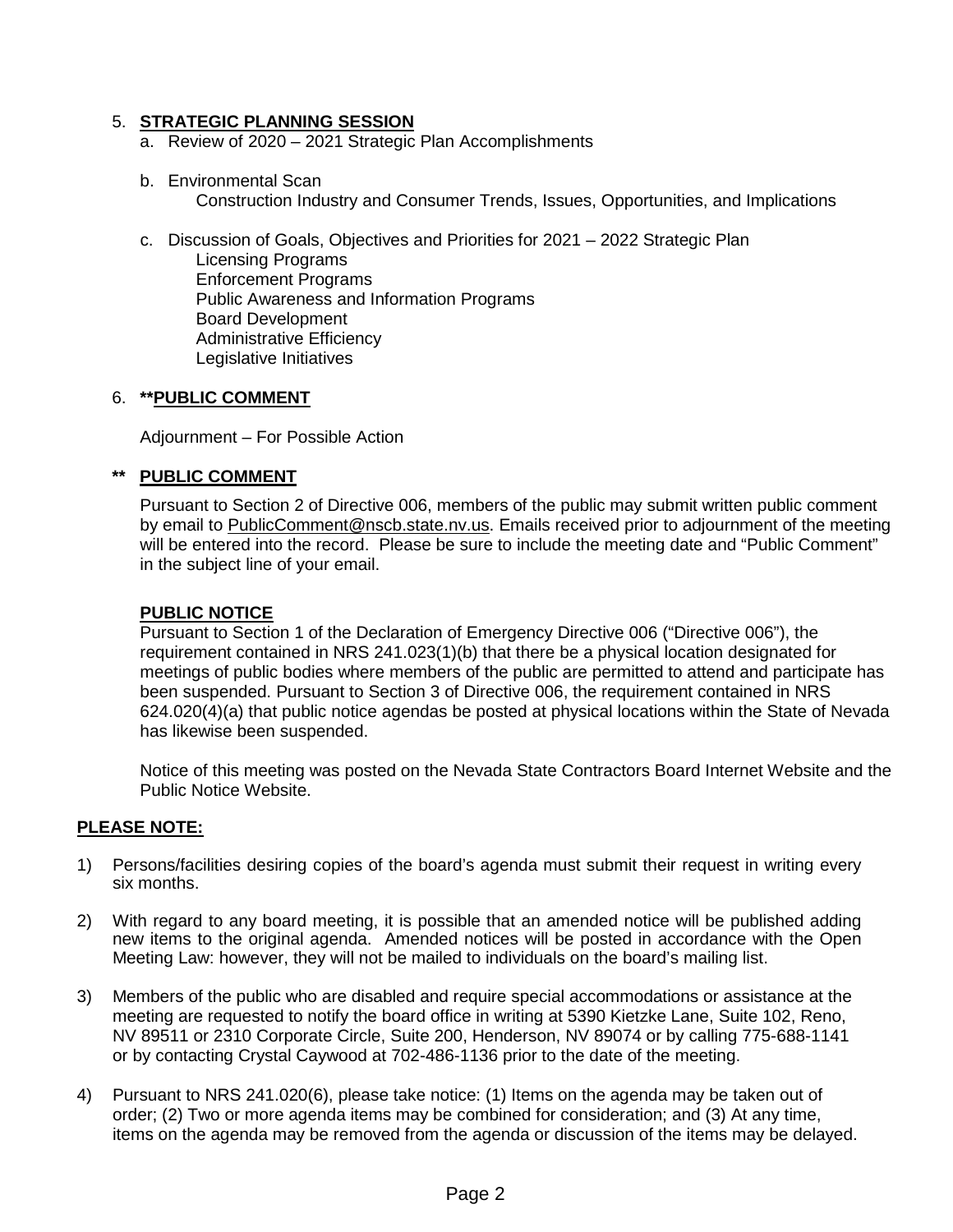5. **STRATEGIC PLANNING SESSION**
   a. Review of 2020 – 2021 Strategic Plan Accomplishments

   b. Environmental Scan
      Construction Industry and Consumer Trends, Issues, Opportunities, and Implications

   c. Discussion of Goals, Objectives and Priorities for 2021 – 2022 Strategic Plan
      Licensing Programs
      Enforcement Programs
      Public Awareness and Information Programs
      Board Development
      Administrative Efficiency
      Legislative Initiatives

6. **\*\*PUBLIC COMMENT**

   Adjournment – For Possible Action

**\*\* PUBLIC COMMENT**

Pursuant to Section 2 of Directive 006, members of the public may submit written public comment by email to PublicComment@nscb.state.nv.us. Emails received prior to adjournment of the meeting will be entered into the record. Please be sure to include the meeting date and "Public Comment" in the subject line of your email.

**PUBLIC NOTICE**

Pursuant to Section 1 of the Declaration of Emergency Directive 006 ("Directive 006"), the requirement contained in NRS 241.023(1)(b) that there be a physical location designated for meetings of public bodies where members of the public are permitted to attend and participate has been suspended. Pursuant to Section 3 of Directive 006, the requirement contained in NRS 624.020(4)(a) that public notice agendas be posted at physical locations within the State of Nevada has likewise been suspended.

Notice of this meeting was posted on the Nevada State Contractors Board Internet Website and the Public Notice Website.

**PLEASE NOTE:**

1) Persons/facilities desiring copies of the board's agenda must submit their request in writing every six months.

2) With regard to any board meeting, it is possible that an amended notice will be published adding new items to the original agenda. Amended notices will be posted in accordance with the Open Meeting Law: however, they will not be mailed to individuals on the board's mailing list.

3) Members of the public who are disabled and require special accommodations or assistance at the meeting are requested to notify the board office in writing at 5390 Kietzke Lane, Suite 102, Reno, NV 89511 or 2310 Corporate Circle, Suite 200, Henderson, NV 89074 or by calling 775-688-1141 or by contacting Crystal Caywood at 702-486-1136 prior to the date of the meeting.

4) Pursuant to NRS 241.020(6), please take notice: (1) Items on the agenda may be taken out of order; (2) Two or more agenda items may be combined for consideration; and (3) At any time, items on the agenda may be removed from the agenda or discussion of the items may be delayed.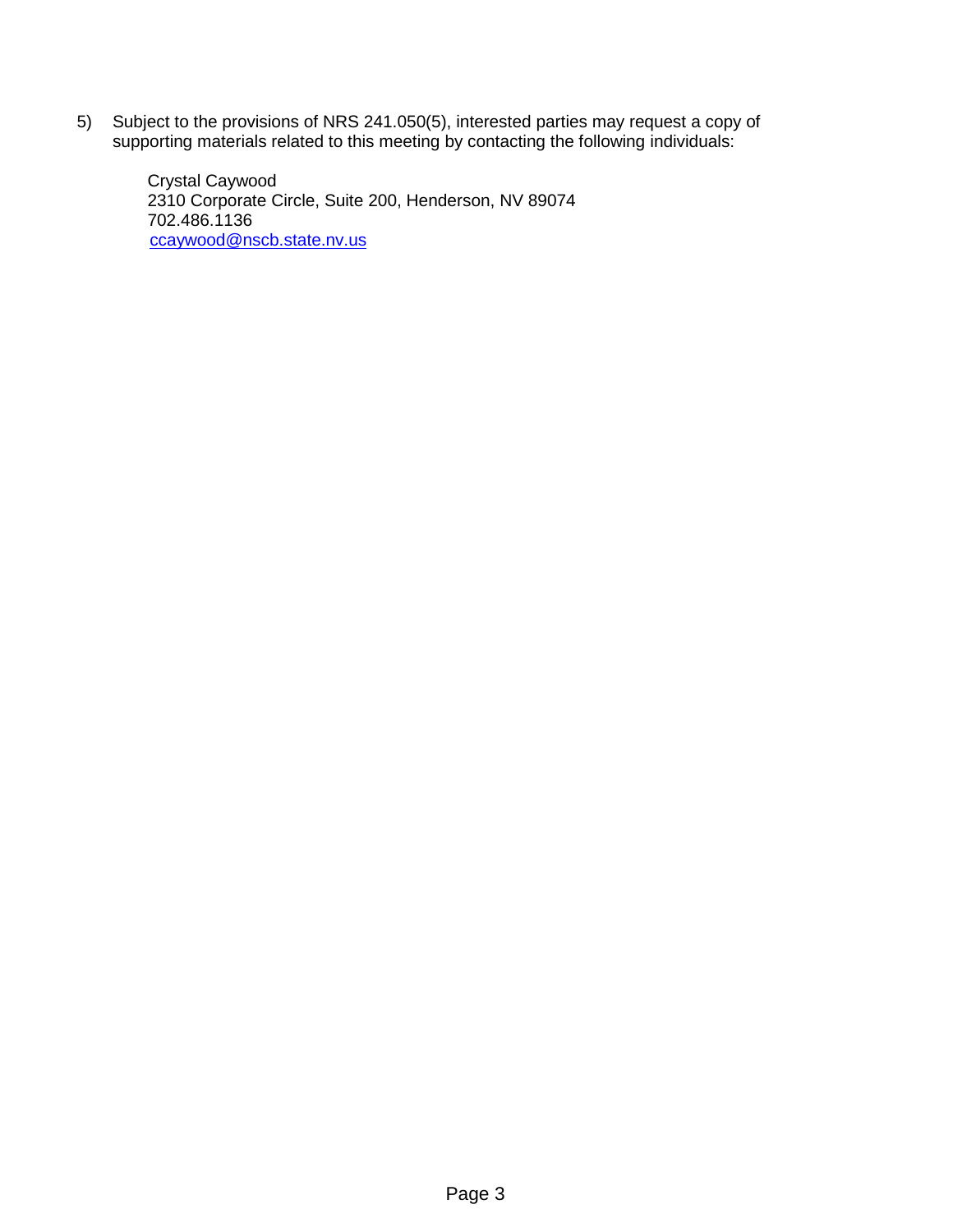5) Subject to the provisions of NRS 241.050(5), interested parties may request a copy of supporting materials related to this meeting by contacting the following individuals:

   Crystal Caywood
   2310 Corporate Circle, Suite 200, Henderson, NV 89074
   702.486.1136
   ccaywood@nscb.state.nv.us